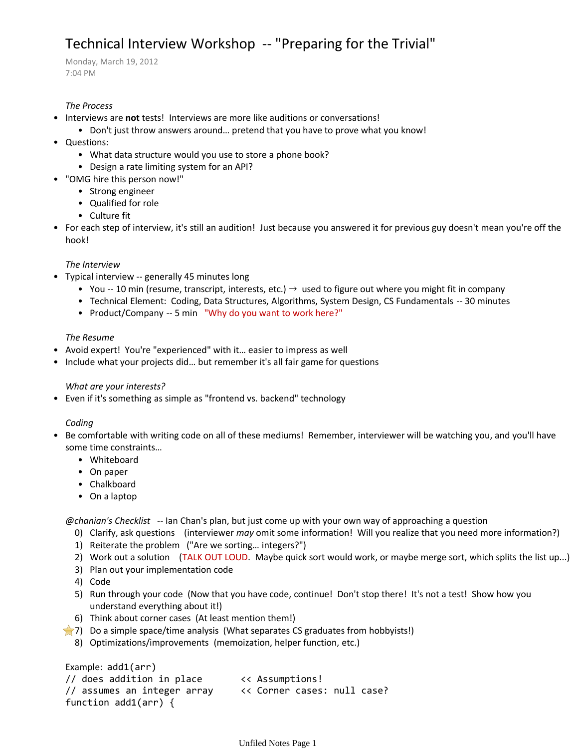# Technical Interview Workshop -- "Preparing for the Trivial"

Monday, March 19, 2012
7:04 PM

*The Process*

- Interviews are **not** tests! Interviews are more like auditions or conversations!
  - Don't just throw answers around… pretend that you have to prove what you know!
- Questions:
  - What data structure would you use to store a phone book?
  - Design a rate limiting system for an API?
- "OMG hire this person now!"
  - Strong engineer
  - Qualified for role
  - Culture fit
- For each step of interview, it's still an audition! Just because you answered it for previous guy doesn't mean you're off the hook!

*The Interview*

- Typical interview -- generally 45 minutes long
  - You -- 10 min (resume, transcript, interests, etc.) → used to figure out where you might fit in company
  - Technical Element: Coding, Data Structures, Algorithms, System Design, CS Fundamentals -- 30 minutes
  - Product/Company -- 5 min "Why do you want to work here?"

*The Resume*

- Avoid expert! You're "experienced" with it… easier to impress as well
- Include what your projects did… but remember it's all fair game for questions

*What are your interests?*

- Even if it's something as simple as "frontend vs. backend" technology

*Coding*

- Be comfortable with writing code on all of these mediums! Remember, interviewer will be watching you, and you'll have some time constraints…
  - Whiteboard
  - On paper
  - Chalkboard
  - On a laptop

*@chanian's Checklist* -- Ian Chan's plan, but just come up with your own way of approaching a question

0) Clarify, ask questions (interviewer *may* omit some information! Will you realize that you need more information?)
1) Reiterate the problem ("Are we sorting… integers?")
2) Work out a solution (TALK OUT LOUD. Maybe quick sort would work, or maybe merge sort, which splits the list up...)
3) Plan out your implementation code
4) Code
5) Run through your code (Now that you have code, continue! Don't stop there! It's not a test! Show how you understand everything about it!)
6) Think about corner cases (At least mention them!)
7) Do a simple space/time analysis (What separates CS graduates from hobbyists!) ⭐
8) Optimizations/improvements (memoization, helper function, etc.)

Example: `add1(arr)`

```
// does addition in place       << Assumptions!
// assumes an integer array     << Corner cases: null case?
function add1(arr) {
```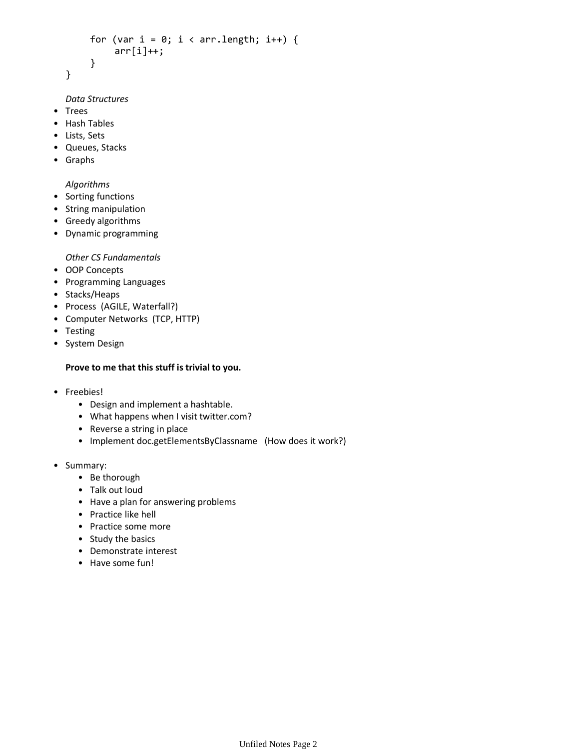```
        for (var i = 0; i < arr.length; i++) {
            arr[i]++;
        }
    }
```

*Data Structures*

- Trees
- Hash Tables
- Lists, Sets
- Queues, Stacks
- Graphs

*Algorithms*

- Sorting functions
- String manipulation
- Greedy algorithms
- Dynamic programming

*Other CS Fundamentals*

- OOP Concepts
- Programming Languages
- Stacks/Heaps
- Process (AGILE, Waterfall?)
- Computer Networks (TCP, HTTP)
- Testing
- System Design

**Prove to me that this stuff is trivial to you.**

- Freebies!
  - Design and implement a hashtable.
  - What happens when I visit twitter.com?
  - Reverse a string in place
  - Implement doc.getElementsByClassname (How does it work?)

- Summary:
  - Be thorough
  - Talk out loud
  - Have a plan for answering problems
  - Practice like hell
  - Practice some more
  - Study the basics
  - Demonstrate interest
  - Have some fun!